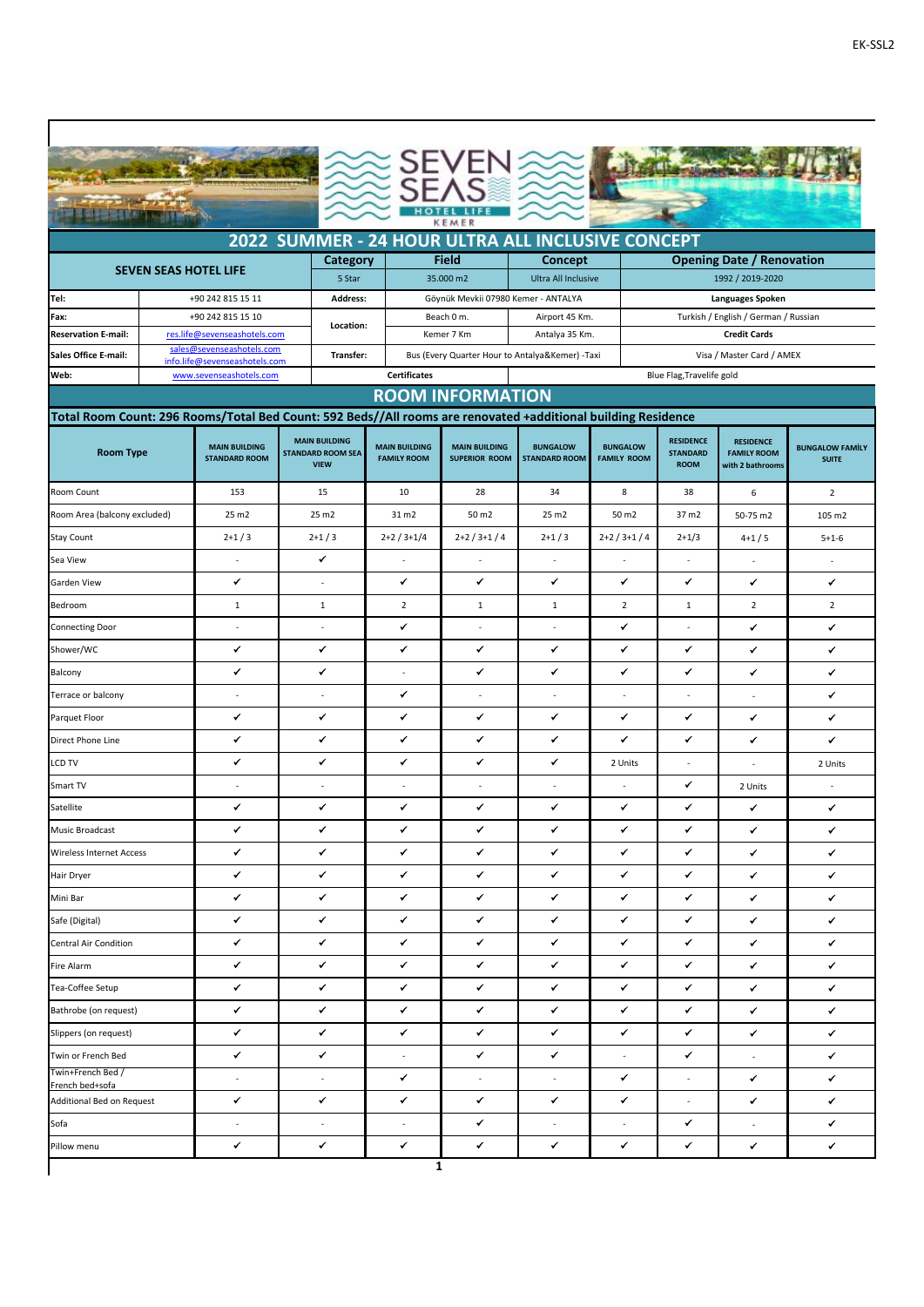# 2022 SUMMER - 24 HOUR ULTRA ALL INCLUSIVE CONCEPT

| SEVEN SEAS HOTEL LIFE | | Category | Field | Concept | Opening Date / Renovation |
|---|---|---|---|---|---|
| | | 5 Star | 35.000 m2 | Ultra All Inclusive | 1992 / 2019-2020 |
| **Tel:** | +90 242 815 15 11 | **Address:** | Göynük Mevkii 07980 Kemer - ANTALYA | | **Languages Spoken** |
| **Fax:** | +90 242 815 15 10 | **Location:** | Beach 0 m. | Airport 45 Km. | Turkish / English / German / Russian |
| **Reservation E-mail:** | res.life@sevenseashotels.com | | Kemer 7 Km | Antalya 35 Km. | **Credit Cards** |
| **Sales Office E-mail:** | sales@sevenseashotels.com info.life@sevenseashotels.com | **Transfer:** | Bus (Every Quarter Hour to Antalya&Kemer) -Taxi | | Visa / Master Card / AMEX |
| **Web:** | www.sevenseashotels.com | **Certificates** | | Blue Flag,Travelife gold | |

## ROOM INFORMATION

**Total Room Count: 296 Rooms/Total Bed Count: 592 Beds//All rooms are renovated +additional building Residence**

| Room Type | MAIN BUILDING STANDARD ROOM | MAIN BUILDING STANDARD ROOM SEA VIEW | MAIN BUILDING FAMILY ROOM | MAIN BUILDING SUPERIOR ROOM | BUNGALOW STANDARD ROOM | BUNGALOW FAMILY ROOM | RESIDENCE STANDARD ROOM | RESIDENCE FAMILY ROOM with 2 bathrooms | BUNGALOW FAMİLY SUITE |
|---|---|---|---|---|---|---|---|---|---|
| Room Count | 153 | 15 | 10 | 28 | 34 | 8 | 38 | 6 | 2 |
| Room Area (balcony excluded) | 25 m2 | 25 m2 | 31 m2 | 50 m2 | 25 m2 | 50 m2 | 37 m2 | 50-75 m2 | 105 m2 |
| Stay Count | 2+1 / 3 | 2+1 / 3 | 2+2 / 3+1/4 | 2+2 / 3+1 / 4 | 2+1 / 3 | 2+2 / 3+1 / 4 | 2+1/3 | 4+1 / 5 | 5+1-6 |
| Sea View | - | ✔ | - | - | - | - | - | - | - |
| Garden View | ✔ | - | ✔ | ✔ | ✔ | ✔ | ✔ | ✔ | ✔ |
| Bedroom | 1 | 1 | 2 | 1 | 1 | 2 | 1 | 2 | 2 |
| Connecting Door | - | - | ✔ | - | - | ✔ | - | ✔ | ✔ |
| Shower/WC | ✔ | ✔ | ✔ | ✔ | ✔ | ✔ | ✔ | ✔ | ✔ |
| Balcony | ✔ | ✔ | - | ✔ | ✔ | ✔ | ✔ | ✔ | ✔ |
| Terrace or balcony | - | - | ✔ | - | - | - | - | - | ✔ |
| Parquet Floor | ✔ | ✔ | ✔ | ✔ | ✔ | ✔ | ✔ | ✔ | ✔ |
| Direct Phone Line | ✔ | ✔ | ✔ | ✔ | ✔ | ✔ | ✔ | ✔ | ✔ |
| LCD TV | ✔ | ✔ | ✔ | ✔ | ✔ | 2 Units | - | - | 2 Units |
| Smart TV | - | - | - | - | - | - | ✔ | 2 Units | - |
| Satellite | ✔ | ✔ | ✔ | ✔ | ✔ | ✔ | ✔ | ✔ | ✔ |
| Music Broadcast | ✔ | ✔ | ✔ | ✔ | ✔ | ✔ | ✔ | ✔ | ✔ |
| Wireless Internet Access | ✔ | ✔ | ✔ | ✔ | ✔ | ✔ | ✔ | ✔ | ✔ |
| Hair Dryer | ✔ | ✔ | ✔ | ✔ | ✔ | ✔ | ✔ | ✔ | ✔ |
| Mini Bar | ✔ | ✔ | ✔ | ✔ | ✔ | ✔ | ✔ | ✔ | ✔ |
| Safe (Digital) | ✔ | ✔ | ✔ | ✔ | ✔ | ✔ | ✔ | ✔ | ✔ |
| Central Air Condition | ✔ | ✔ | ✔ | ✔ | ✔ | ✔ | ✔ | ✔ | ✔ |
| Fire Alarm | ✔ | ✔ | ✔ | ✔ | ✔ | ✔ | ✔ | ✔ | ✔ |
| Tea-Coffee Setup | ✔ | ✔ | ✔ | ✔ | ✔ | ✔ | ✔ | ✔ | ✔ |
| Bathrobe (on request) | ✔ | ✔ | ✔ | ✔ | ✔ | ✔ | ✔ | ✔ | ✔ |
| Slippers (on request) | ✔ | ✔ | ✔ | ✔ | ✔ | ✔ | ✔ | ✔ | ✔ |
| Twin or French Bed | ✔ | ✔ | - | ✔ | ✔ | - | ✔ | - | ✔ |
| Twin+French Bed / French bed+sofa | - | - | ✔ | - | - | ✔ | - | ✔ | ✔ |
| Additional Bed on Request | ✔ | ✔ | ✔ | ✔ | ✔ | ✔ | - | ✔ | ✔ |
| Sofa | - | - | - | ✔ | - | - | ✔ | - | ✔ |
| Pillow menu | ✔ | ✔ | ✔ | ✔ | ✔ | ✔ | ✔ | ✔ | ✔ |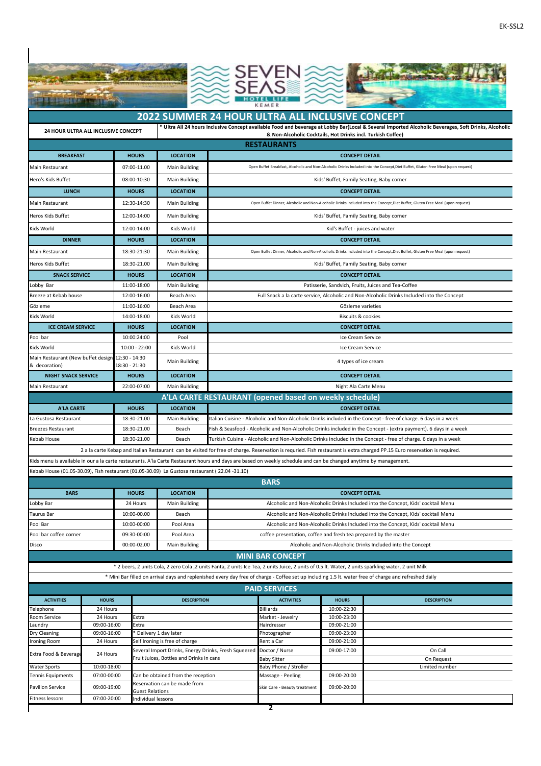# 2022 SUMMER 24 HOUR ULTRA ALL INCLUSIVE CONCEPT

| 24 HOUR ULTRA ALL INCLUSIVE CONCEPT | * Ultra All 24 hours Inclusive Concept available Food and beverage at Lobby Bar(Local & Several Imported Alcoholic Beverages, Soft Drinks, Alcoholic & Non-Alcoholic Cocktails, Hot Drinks incl. Turkish Coffee) |
|---|---|

## RESTAURANTS

| BREAKFAST | HOURS | LOCATION | CONCEPT DETAIL |
|---|---|---|---|
| Main Restaurant | 07:00-11.00 | Main Building | Open Buffet Breakfast, Alcoholic and Non-Alcoholic Drinks Included into the Concept,Diet Buffet, Gluten Free Meal (upon request) |
| Hero's Kids Buffet | 08:00-10:30 | Main Building | Kids' Buffet, Family Seating, Baby corner |
| **LUNCH** | **HOURS** | **LOCATION** | **CONCEPT DETAIL** |
| Main Restaurant | 12:30-14:30 | Main Building | Open Buffet Dinner, Alcoholic and Non-Alcoholic Drinks Included into the Concept,Diet Buffet, Gluten Free Meal (upon request) |
| Heros Kids Buffet | 12:00-14:00 | Main Building | Kids' Buffet, Family Seating, Baby corner |
| Kids World | 12:00-14:00 | Kids World | Kid's Buffet - juices and water |
| **DINNER** | **HOURS** | **LOCATION** | **CONCEPT DETAIL** |
| Main Restaurant | 18:30-21:30 | Main Building | Open Buffet Dinner, Alcoholic and Non-Alcoholic Drinks Included into the Concept,Diet Buffet, Gluten Free Meal (upon request) |
| Heros Kids Buffet | 18:30-21.00 | Main Building | Kids' Buffet, Family Seating, Baby corner |
| **SNACK SERVICE** | **HOURS** | **LOCATION** | **CONCEPT DETAIL** |
| Lobby Bar | 11:00-18:00 | Main Building | Patisserie, Sandvich, Fruits, Juices and Tea-Coffee |
| Breeze at Kebab house | 12:00-16:00 | Beach Area | Full Snack a la carte service, Alcoholic and Non-Alcoholic Drinks Included into the Concept |
| Gözleme | 11:00-16:00 | Beach Area | Gözleme varieties |
| Kids World | 14:00-18:00 | Kids World | Biscuits & cookies |
| **ICE CREAM SERVICE** | **HOURS** | **LOCATION** | **CONCEPT DETAIL** |
| Pool bar | 10:00:24:00 | Pool | Ice Cream Service |
| Kids World | 10:00 - 22:00 | Kids World | Ice Cream Service |
| Main Restaurant (New buffet design & decoration) | 12:30 - 14:30 18:30 - 21:30 | Main Building | 4 types of ice cream |
| **NIGHT SNACK SERVICE** | **HOURS** | **LOCATION** | **CONCEPT DETAIL** |
| Main Restaurant | 22:00-07:00 | Main Building | Night Ala Carte Menu |

## A'LA CARTE RESTAURANT (opened based on weekly schedule)

| A'LA CARTE | HOURS | LOCATION | CONCEPT DETAIL |
|---|---|---|---|
| La Gustosa Restaurant | 18:30-21.00 | Main Building | Italian Cuisine - Alcoholic and Non-Alcoholic Drinks included in the Concept - free of charge. 6 days in a week |
| Breezes Restaurant | 18:30-21.00 | Beach | Fish & Seafood - Alcoholic and Non-Alcoholic Drinks included in the Concept - (extra payment). 6 days in a week |
| Kebab House | 18:30-21.00 | Beach | Turkish Cuisine - Alcoholic and Non-Alcoholic Drinks included in the Concept - free of charge. 6 days in a week |

2 a la carte Kebap and Italian Restaurant can be visited for free of charge. Reservation is requried. Fish restaurant is extra charged PP.15 Euro reservation is required.

Kids menu is available in our a la carte restaurants. A'la Carte Restaurant hours and days are based on weekly schedule and can be changed anytime by management.

Kebab House (01.05-30.09), Fish restaurant (01.05-30.09) La Gustosa restaurant ( 22.04 -31.10)

## BARS

| BARS | HOURS | LOCATION | CONCEPT DETAIL |
|---|---|---|---|
| Lobby Bar | 24 Hours | Main Building | Alcoholic and Non-Alcoholic Drinks Included into the Concept, Kids' cocktail Menu |
| Taurus Bar | 10:00-00.00 | Beach | Alcoholic and Non-Alcoholic Drinks Included into the Concept, Kids' cocktail Menu |
| Pool Bar | 10:00-00:00 | Pool Area | Alcoholic and Non-Alcoholic Drinks Included into the Concept, Kids' cocktail Menu |
| Pool bar coffee corner | 09:30-00:00 | Pool Area | coffee presentation, coffee and fresh tea prepared by the master |
| Disco | 00:00-02.00 | Main Building | Alcoholic and Non-Alcoholic Drinks Included into the Concept |

## MINI BAR CONCEPT

* 2 beers, 2 units Cola, 2 zero Cola ,2 units Fanta, 2 units Ice Tea, 2 units Juice, 2 units of 0.5 lt. Water, 2 units sparkling water, 2 unit Milk

* Mini Bar filled on arrival days and replenished every day free of charge - Coffee set up including 1.5 lt. water free of charge and refreshed daily

## PAID SERVICES

| ACTIVITIES | HOURS | DESCRIPTION | ACTIVITIES | HOURS | DESCRIPTION |
|---|---|---|---|---|---|
| Telephone | 24 Hours | | Billiards | 10:00-22:30 | |
| Room Service | 24 Hours | Extra | Market - Jewelry | 10:00-23:00 | |
| Laundry | 09:00-16:00 | Extra | Hairdresser | 09:00-21:00 | |
| Dry Cleaning | 09:00-16:00 | * Delivery 1 day later | Photographer | 09:00-23:00 | |
| Ironing Room | 24 Hours | Self Ironing is free of charge | Rent a Car | 09:00-21:00 | |
| Extra Food & Beverage | 24 Hours | Several Import Drinks, Energy Drinks, Fresh Squeezed Fruit Juices, Bottles and Drinks in cans | Doctor / Nurse | 09:00-17:00 | On Call |
| | | | Baby Sitter | | On Request |
| Water Sports | 10:00-18:00 | | Baby Phone / Stroller | | Limited number |
| Tennis Equipments | 07:00-00:00 | Can be obtained from the reception | Massage - Peeling | 09:00-20:00 | |
| Pavilion Service | 09:00-19:00 | Reservation can be made from Guest Relations | Skin Care - Beauty treatment | 09:00-20:00 | |
| Fitness lessons | 07:00-20:00 | Individual lessons | | | |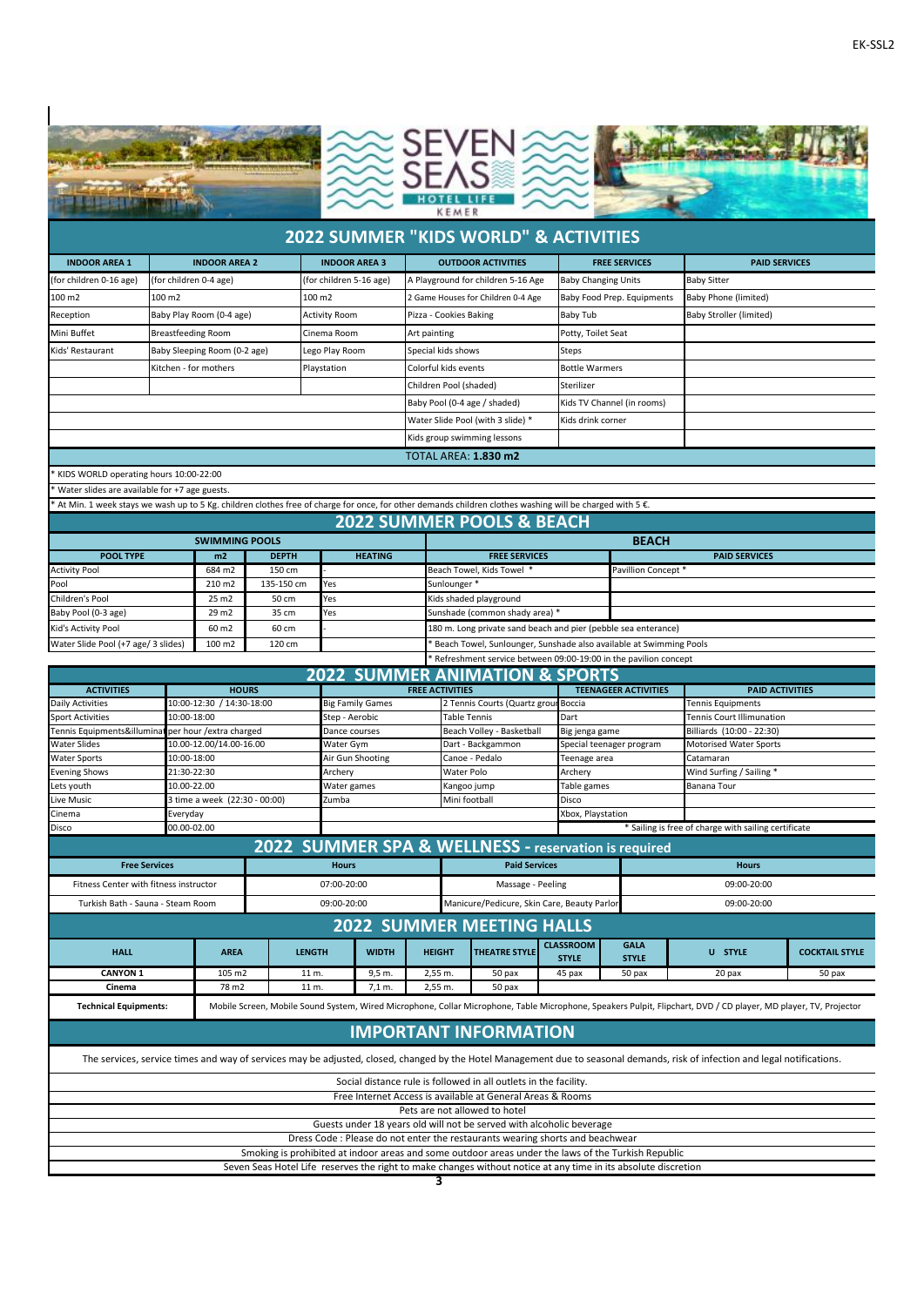# 2022 SUMMER "KIDS WORLD" & ACTIVITIES

| INDOOR AREA 1 | INDOOR AREA 2 | INDOOR AREA 3 | OUTDOOR ACTIVITIES | FREE SERVICES | PAID SERVICES |
|---|---|---|---|---|---|
| (for children 0-16 age) | (for children 0-4 age) | (for children 5-16 age) | A Playground for children 5-16 Age | Baby Changing Units | Baby Sitter |
| 100 m2 | 100 m2 | 100 m2 | 2 Game Houses for Children 0-4 Age | Baby Food Prep. Equipments | Baby Phone (limited) |
| Reception | Baby Play Room (0-4 age) | Activity Room | Pizza - Cookies Baking | Baby Tub | Baby Stroller (limited) |
| Mini Buffet | Breastfeeding Room | Cinema Room | Art painting | Potty, Toilet Seat | |
| Kids' Restaurant | Baby Sleeping Room (0-2 age) | Lego Play Room | Special kids shows | Steps | |
| | Kitchen - for mothers | Playstation | Colorful kids events | Bottle Warmers | |
| | | | Children Pool (shaded) | Sterilizer | |
| | | | Baby Pool (0-4 age / shaded) | Kids TV Channel (in rooms) | |
| | | | Water Slide Pool (with 3 slide) * | Kids drink corner | |
| | | | Kids group swimming lessons | | |
| | | | TOTAL AREA: **1.830 m2** | | |

* KIDS WORLD operating hours 10:00-22:00
* Water slides are available for +7 age guests.
* At Min. 1 week stays we wash up to 5 Kg. children clothes free of charge for once, for other demands children clothes washing will be charged with 5 €.

# 2022 SUMMER POOLS & BEACH

| SWIMMING POOLS | | | | BEACH | |
|---|---|---|---|---|---|
| POOL TYPE | m2 | DEPTH | HEATING | FREE SERVICES | PAID SERVICES |
| Activity Pool | 684 m2 | 150 cm | - | Beach Towel, Kids Towel * | Pavillion Concept * |
| Pool | 210 m2 | 135-150 cm | Yes | Sunlounger * | |
| Children's Pool | 25 m2 | 50 cm | Yes | Kids shaded playground | |
| Baby Pool (0-3 age) | 29 m2 | 35 cm | Yes | Sunshade (common shady area) * | |
| Kid's Activity Pool | 60 m2 | 60 cm | - | 180 m. Long private sand beach and pier (pebble sea enterance) | |
| Water Slide Pool (+7 age/ 3 slides) | 100 m2 | 120 cm | - | * Beach Towel, Sunlounger, Sunshade also available at Swimming Pools | |
| | | | | * Refreshment service between 09:00-19:00 in the pavilion concept | |

# 2022 SUMMER ANIMATION & SPORTS

| ACTIVITIES | HOURS | FREE ACTIVITIES | | TEENAGEER ACTIVITIES | PAID ACTIVITIES |
|---|---|---|---|---|---|
| Daily Activities | 10:00-12:30 / 14:30-18:00 | Big Family Games | 2 Tennis Courts (Quartz group | Boccia | Tennis Equipments |
| Sport Activities | 10:00-18:00 | Step - Aerobic | Table Tennis | Dart | Tennis Court Illumination |
| Tennis Equipments&illuminat | per hour /extra charged | Dance courses | Beach Volley - Basketball | Big jenga game | Billiards (10:00 - 22:30) |
| Water Slides | 10.00-12.00/14.00-16.00 | Water Gym | Dart - Backgammon | Special teenager program | Motorised Water Sports |
| Water Sports | 10:00-18:00 | Air Gun Shooting | Canoe - Pedalo | Teenage area | Catamaran |
| Evening Shows | 21:30-22:30 | Archery | Water Polo | Archery | Wind Surfing / Sailing * |
| Lets youth | 10.00-22.00 | Water games | Kangoo jump | Table games | Banana Tour |
| Live Music | 3 time a week (22:30 - 00:00) | Zumba | Mini football | Disco | |
| Cinema | Everyday | | | Xbox, Playstation | |
| Disco | 00.00-02.00 | | | * Sailing is free of charge with sailing certificate | |

# 2022 SUMMER SPA & WELLNESS - reservation is required

| Free Services | Hours | Paid Services | Hours |
|---|---|---|---|
| Fitness Center with fitness instructor | 07:00-20:00 | Massage - Peeling | 09:00-20:00 |
| Turkish Bath - Sauna - Steam Room | 09:00-20:00 | Manicure/Pedicure, Skin Care, Beauty Parlor | 09:00-20:00 |

# 2022 SUMMER MEETING HALLS

| HALL | AREA | LENGTH | WIDTH | HEIGHT | THEATRE STYLE | CLASSROOM STYLE | GALA STYLE | U STYLE | COCKTAIL STYLE |
|---|---|---|---|---|---|---|---|---|---|
| CANYON 1 | 105 m2 | 11 m. | 9,5 m. | 2,55 m. | 50 pax | 45 pax | 50 pax | 20 pax | 50 pax |
| Cinema | 78 m2 | 11 m. | 7,1 m. | 2,55 m. | 50 pax | | | | |
| Technical Equipments: | Mobile Screen, Mobile Sound System, Wired Microphone, Collar Microphone, Table Microphone, Speakers Pulpit, Flipchart, DVD / CD player, MD player, TV, Projector | | | | | | | | |

# IMPORTANT INFORMATION

The services, service times and way of services may be adjusted, closed, changed by the Hotel Management due to seasonal demands, risk of infection and legal notifications.

Social distance rule is followed in all outlets in the facility.

Free Internet Access is available at General Areas & Rooms

Pets are not allowed to hotel

Guests under 18 years old will not be served with alcoholic beverage

Dress Code : Please do not enter the restaurants wearing shorts and beachwear

Smoking is prohibited at indoor areas and some outdoor areas under the laws of the Turkish Republic

Seven Seas Hotel Life reserves the right to make changes without notice at any time in its absolute discretion